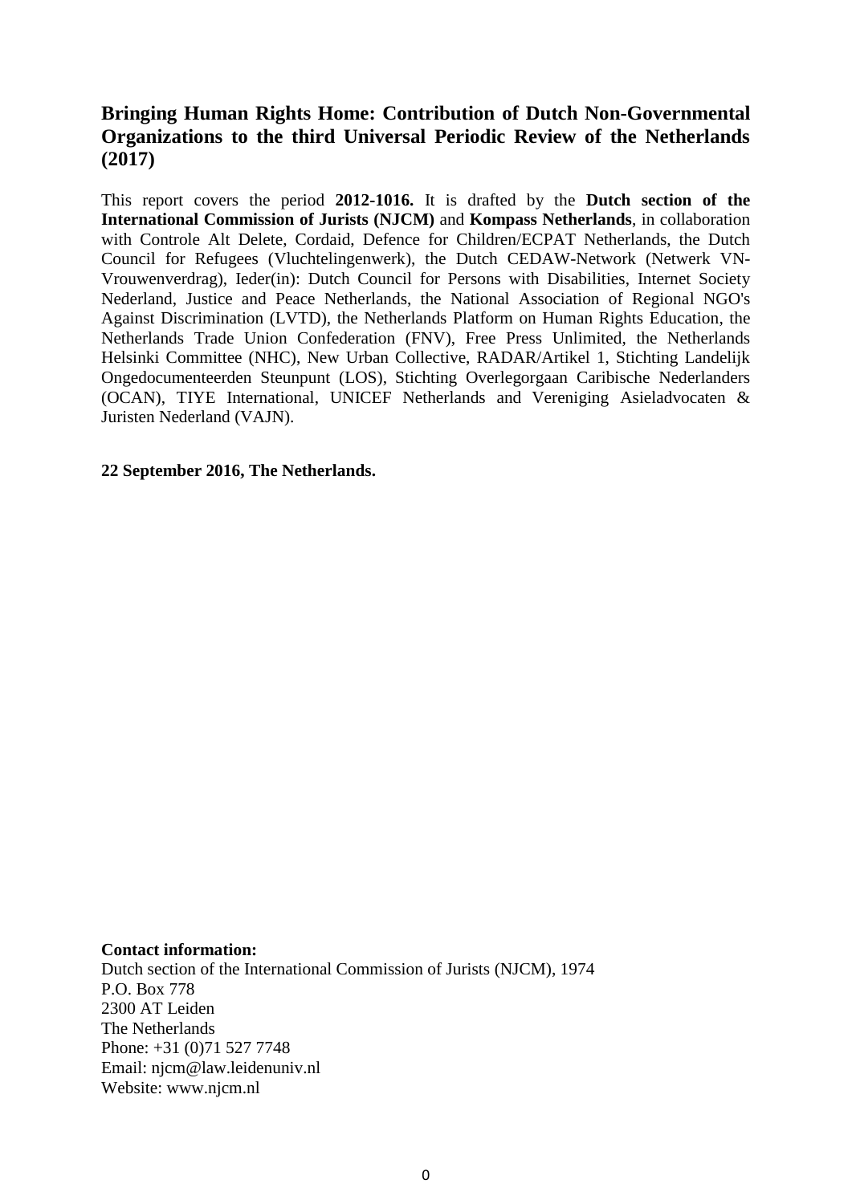# Bringing Human Rights Home: Contribution of Dutch Non-Governmental Organizations to the third Universal Periodic Review of the Netherlands (2017)

This report covers the period **2012-1016.** It is drafted by the **Dutch section of the International Commission of Jurists (NJCM)** and **Kompass Netherlands**, in collaboration with Controle Alt Delete, Cordaid, Defence for Children/ECPAT Netherlands, the Dutch Council for Refugees (Vluchtelingenwerk), the Dutch CEDAW-Network (Netwerk VN-Vrouwenverdrag), Ieder(in): Dutch Council for Persons with Disabilities, Internet Society Nederland, Justice and Peace Netherlands, the National Association of Regional NGO's Against Discrimination (LVTD), the Netherlands Platform on Human Rights Education, the Netherlands Trade Union Confederation (FNV), Free Press Unlimited, the Netherlands Helsinki Committee (NHC), New Urban Collective, RADAR/Artikel 1, Stichting Landelijk Ongedocumenteerden Steunpunt (LOS), Stichting Overlegorgaan Caribische Nederlanders (OCAN), TIYE International, UNICEF Netherlands and Vereniging Asieladvocaten & Juristen Nederland (VAJN).

**22 September 2016, The Netherlands.**

**Contact information:**
Dutch section of the International Commission of Jurists (NJCM), 1974
P.O. Box 778
2300 AT Leiden
The Netherlands
Phone: +31 (0)71 527 7748
Email: njcm@law.leidenuniv.nl
Website: www.njcm.nl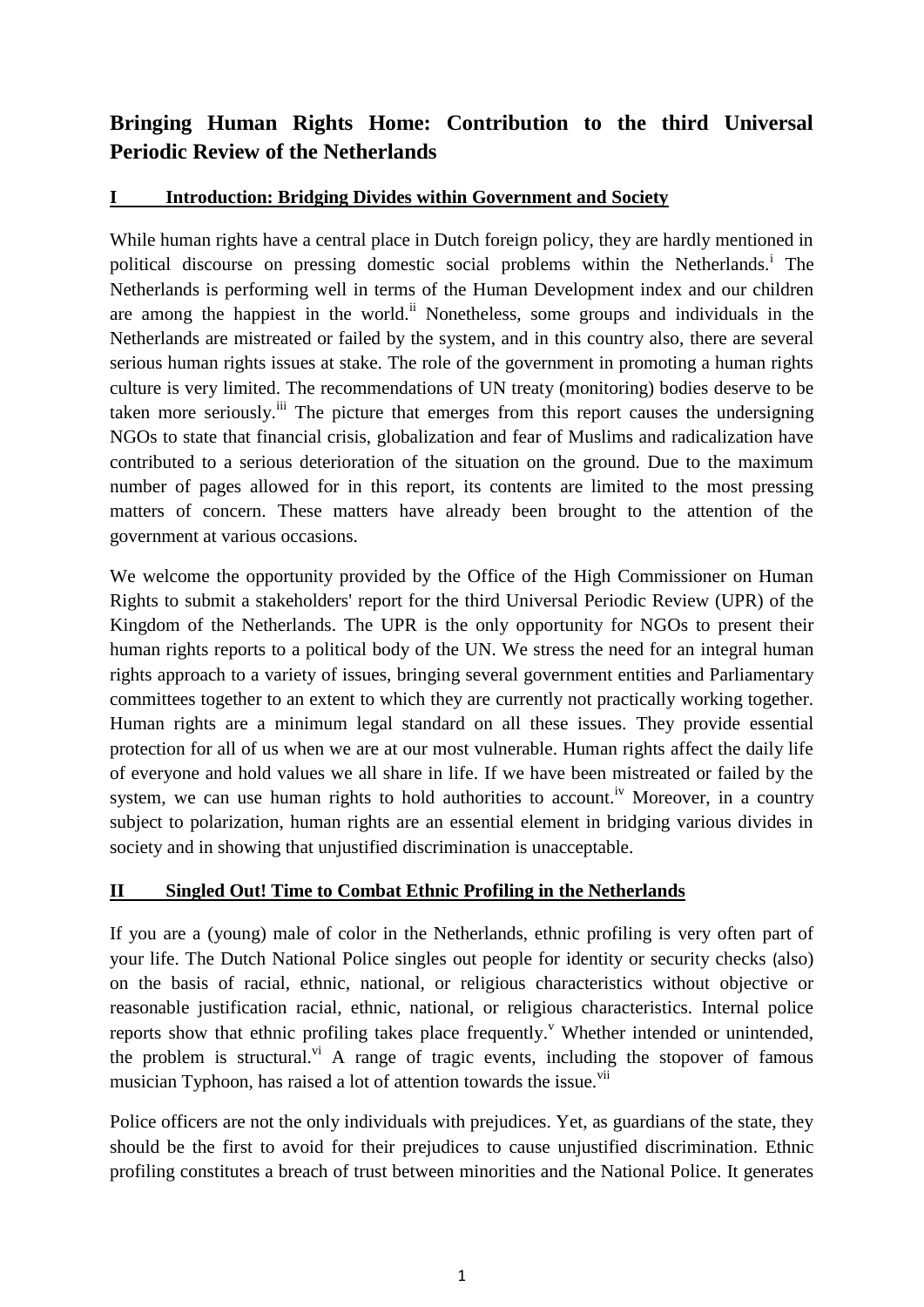# Bringing Human Rights Home: Contribution to the third Universal Periodic Review of the Netherlands

## I Introduction: Bridging Divides within Government and Society

While human rights have a central place in Dutch foreign policy, they are hardly mentioned in political discourse on pressing domestic social problems within the Netherlands.[i] The Netherlands is performing well in terms of the Human Development index and our children are among the happiest in the world.[ii] Nonetheless, some groups and individuals in the Netherlands are mistreated or failed by the system, and in this country also, there are several serious human rights issues at stake. The role of the government in promoting a human rights culture is very limited. The recommendations of UN treaty (monitoring) bodies deserve to be taken more seriously.[iii] The picture that emerges from this report causes the undersigning NGOs to state that financial crisis, globalization and fear of Muslims and radicalization have contributed to a serious deterioration of the situation on the ground. Due to the maximum number of pages allowed for in this report, its contents are limited to the most pressing matters of concern. These matters have already been brought to the attention of the government at various occasions.

We welcome the opportunity provided by the Office of the High Commissioner on Human Rights to submit a stakeholders' report for the third Universal Periodic Review (UPR) of the Kingdom of the Netherlands. The UPR is the only opportunity for NGOs to present their human rights reports to a political body of the UN. We stress the need for an integral human rights approach to a variety of issues, bringing several government entities and Parliamentary committees together to an extent to which they are currently not practically working together. Human rights are a minimum legal standard on all these issues. They provide essential protection for all of us when we are at our most vulnerable. Human rights affect the daily life of everyone and hold values we all share in life. If we have been mistreated or failed by the system, we can use human rights to hold authorities to account.[iv] Moreover, in a country subject to polarization, human rights are an essential element in bridging various divides in society and in showing that unjustified discrimination is unacceptable.

## II Singled Out! Time to Combat Ethnic Profiling in the Netherlands

If you are a (young) male of color in the Netherlands, ethnic profiling is very often part of your life. The Dutch National Police singles out people for identity or security checks (also) on the basis of racial, ethnic, national, or religious characteristics without objective or reasonable justification racial, ethnic, national, or religious characteristics. Internal police reports show that ethnic profiling takes place frequently.[v] Whether intended or unintended, the problem is structural.[vi] A range of tragic events, including the stopover of famous musician Typhoon, has raised a lot of attention towards the issue.[vii]

Police officers are not the only individuals with prejudices. Yet, as guardians of the state, they should be the first to avoid for their prejudices to cause unjustified discrimination. Ethnic profiling constitutes a breach of trust between minorities and the National Police. It generates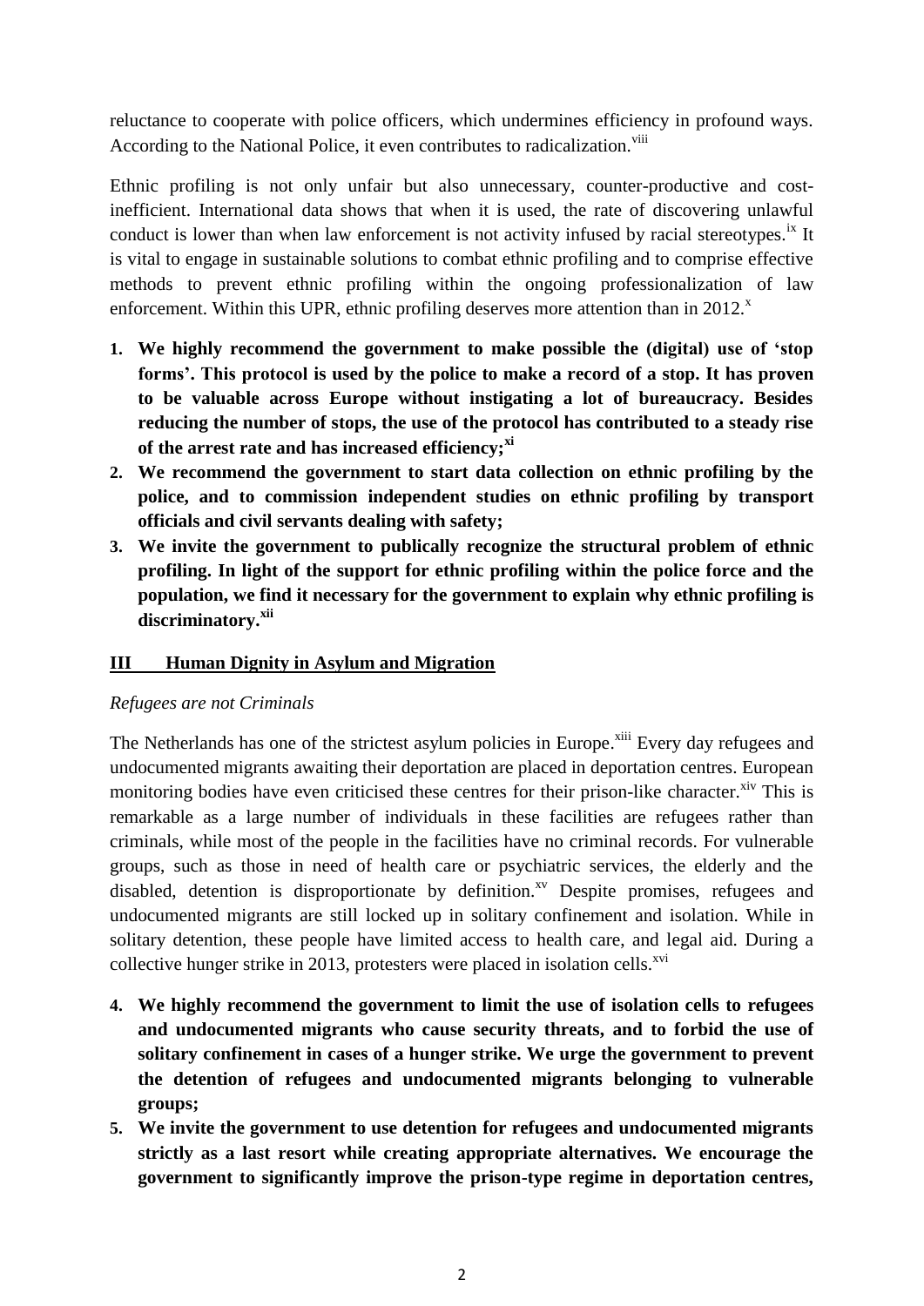reluctance to cooperate with police officers, which undermines efficiency in profound ways. According to the National Police, it even contributes to radicalization.[viii]

Ethnic profiling is not only unfair but also unnecessary, counter-productive and cost-inefficient. International data shows that when it is used, the rate of discovering unlawful conduct is lower than when law enforcement is not activity infused by racial stereotypes.[ix] It is vital to engage in sustainable solutions to combat ethnic profiling and to comprise effective methods to prevent ethnic profiling within the ongoing professionalization of law enforcement. Within this UPR, ethnic profiling deserves more attention than in 2012.[x]

1. **We highly recommend the government to make possible the (digital) use of 'stop forms'. This protocol is used by the police to make a record of a stop. It has proven to be valuable across Europe without instigating a lot of bureaucracy. Besides reducing the number of stops, the use of the protocol has contributed to a steady rise of the arrest rate and has increased efficiency;[xi]**
2. **We recommend the government to start data collection on ethnic profiling by the police, and to commission independent studies on ethnic profiling by transport officials and civil servants dealing with safety;**
3. **We invite the government to publically recognize the structural problem of ethnic profiling. In light of the support for ethnic profiling within the police force and the population, we find it necessary for the government to explain why ethnic profiling is discriminatory.[xii]**

## III Human Dignity in Asylum and Migration

*Refugees are not Criminals*

The Netherlands has one of the strictest asylum policies in Europe.[xiii] Every day refugees and undocumented migrants awaiting their deportation are placed in deportation centres. European monitoring bodies have even criticised these centres for their prison-like character.[xiv] This is remarkable as a large number of individuals in these facilities are refugees rather than criminals, while most of the people in the facilities have no criminal records. For vulnerable groups, such as those in need of health care or psychiatric services, the elderly and the disabled, detention is disproportionate by definition.[xv] Despite promises, refugees and undocumented migrants are still locked up in solitary confinement and isolation. While in solitary detention, these people have limited access to health care, and legal aid. During a collective hunger strike in 2013, protesters were placed in isolation cells.[xvi]

4. **We highly recommend the government to limit the use of isolation cells to refugees and undocumented migrants who cause security threats, and to forbid the use of solitary confinement in cases of a hunger strike. We urge the government to prevent the detention of refugees and undocumented migrants belonging to vulnerable groups;**
5. **We invite the government to use detention for refugees and undocumented migrants strictly as a last resort while creating appropriate alternatives. We encourage the government to significantly improve the prison-type regime in deportation centres,**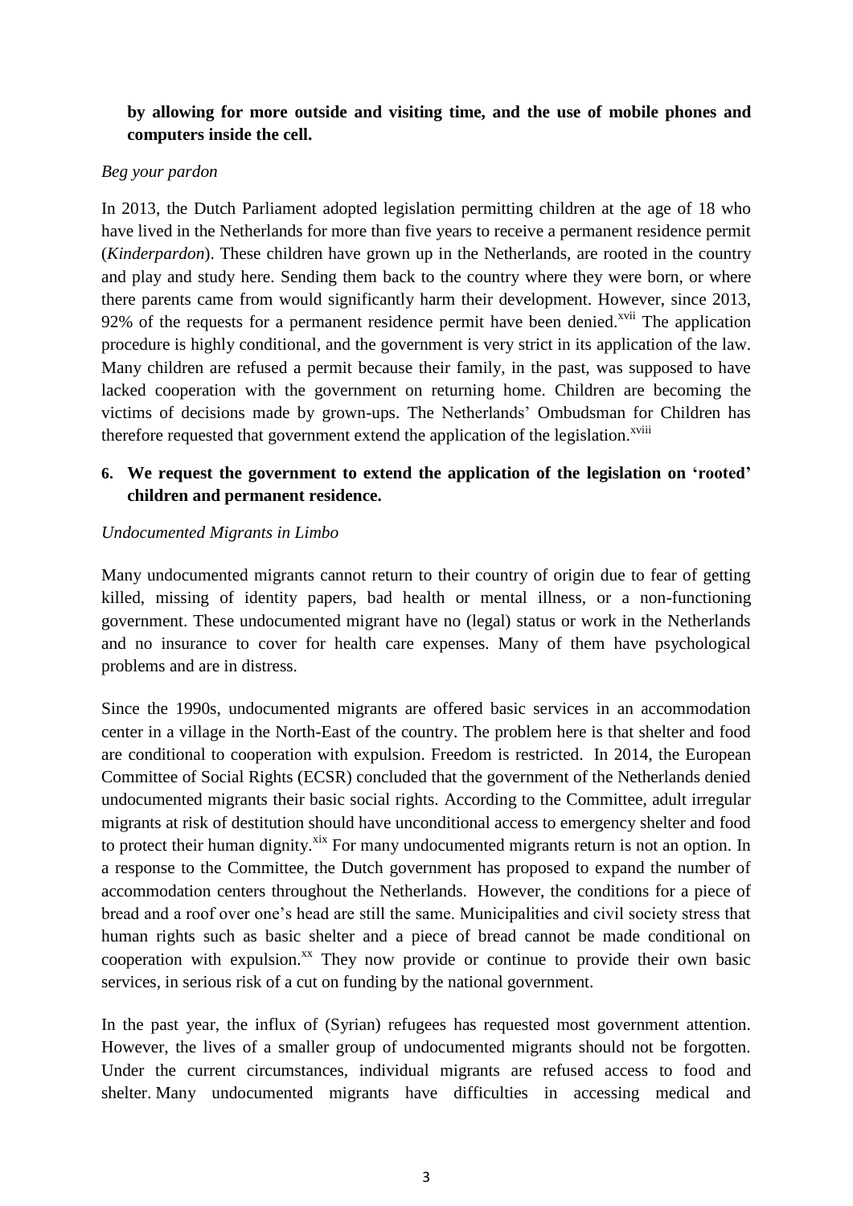**by allowing for more outside and visiting time, and the use of mobile phones and computers inside the cell.**

*Beg your pardon*

In 2013, the Dutch Parliament adopted legislation permitting children at the age of 18 who have lived in the Netherlands for more than five years to receive a permanent residence permit (*Kinderpardon*). These children have grown up in the Netherlands, are rooted in the country and play and study here. Sending them back to the country where they were born, or where there parents came from would significantly harm their development. However, since 2013, 92% of the requests for a permanent residence permit have been denied.[xvii] The application procedure is highly conditional, and the government is very strict in its application of the law. Many children are refused a permit because their family, in the past, was supposed to have lacked cooperation with the government on returning home. Children are becoming the victims of decisions made by grown-ups. The Netherlands' Ombudsman for Children has therefore requested that government extend the application of the legislation.[xviii]

6. **We request the government to extend the application of the legislation on 'rooted' children and permanent residence.**

*Undocumented Migrants in Limbo*

Many undocumented migrants cannot return to their country of origin due to fear of getting killed, missing of identity papers, bad health or mental illness, or a non-functioning government. These undocumented migrant have no (legal) status or work in the Netherlands and no insurance to cover for health care expenses. Many of them have psychological problems and are in distress.

Since the 1990s, undocumented migrants are offered basic services in an accommodation center in a village in the North-East of the country. The problem here is that shelter and food are conditional to cooperation with expulsion. Freedom is restricted. In 2014, the European Committee of Social Rights (ECSR) concluded that the government of the Netherlands denied undocumented migrants their basic social rights. According to the Committee, adult irregular migrants at risk of destitution should have unconditional access to emergency shelter and food to protect their human dignity.[xix] For many undocumented migrants return is not an option. In a response to the Committee, the Dutch government has proposed to expand the number of accommodation centers throughout the Netherlands. However, the conditions for a piece of bread and a roof over one's head are still the same. Municipalities and civil society stress that human rights such as basic shelter and a piece of bread cannot be made conditional on cooperation with expulsion.[xx] They now provide or continue to provide their own basic services, in serious risk of a cut on funding by the national government.

In the past year, the influx of (Syrian) refugees has requested most government attention. However, the lives of a smaller group of undocumented migrants should not be forgotten. Under the current circumstances, individual migrants are refused access to food and shelter. Many undocumented migrants have difficulties in accessing medical and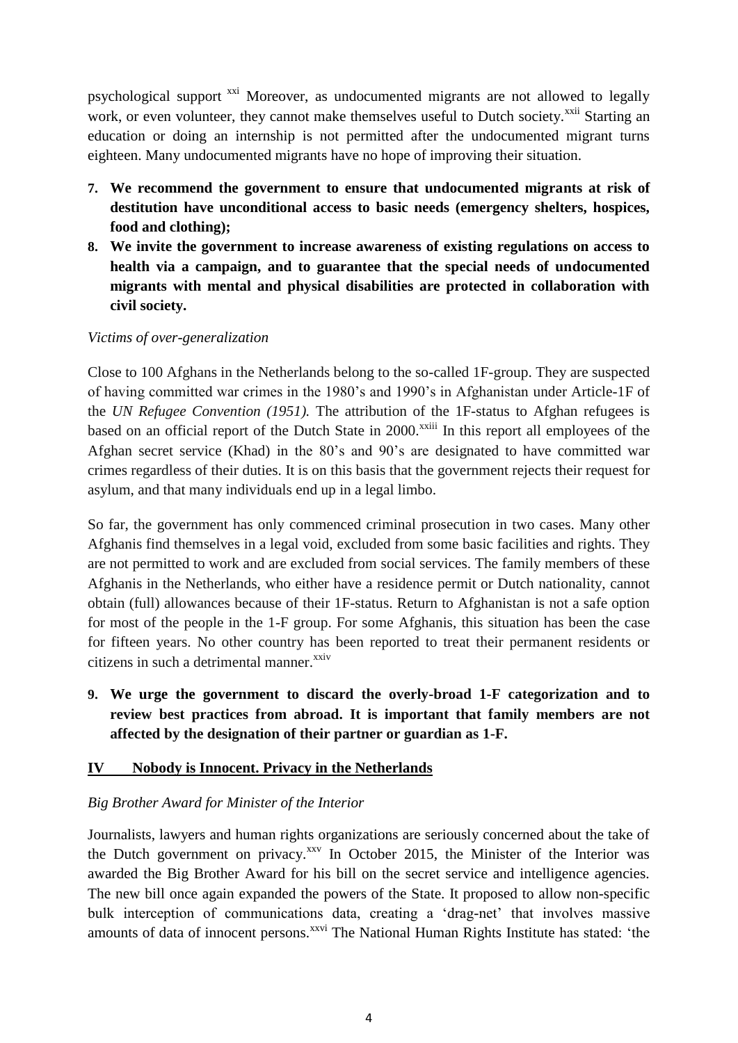psychological support [xxi] Moreover, as undocumented migrants are not allowed to legally work, or even volunteer, they cannot make themselves useful to Dutch society.[xxii] Starting an education or doing an internship is not permitted after the undocumented migrant turns eighteen. Many undocumented migrants have no hope of improving their situation.

7. **We recommend the government to ensure that undocumented migrants at risk of destitution have unconditional access to basic needs (emergency shelters, hospices, food and clothing);**
8. **We invite the government to increase awareness of existing regulations on access to health via a campaign, and to guarantee that the special needs of undocumented migrants with mental and physical disabilities are protected in collaboration with civil society.**

*Victims of over-generalization*

Close to 100 Afghans in the Netherlands belong to the so-called 1F-group. They are suspected of having committed war crimes in the 1980's and 1990's in Afghanistan under Article-1F of the *UN Refugee Convention (1951).* The attribution of the 1F-status to Afghan refugees is based on an official report of the Dutch State in 2000.[xxiii] In this report all employees of the Afghan secret service (Khad) in the 80's and 90's are designated to have committed war crimes regardless of their duties. It is on this basis that the government rejects their request for asylum, and that many individuals end up in a legal limbo.

So far, the government has only commenced criminal prosecution in two cases. Many other Afghanis find themselves in a legal void, excluded from some basic facilities and rights. They are not permitted to work and are excluded from social services. The family members of these Afghanis in the Netherlands, who either have a residence permit or Dutch nationality, cannot obtain (full) allowances because of their 1F-status. Return to Afghanistan is not a safe option for most of the people in the 1-F group. For some Afghanis, this situation has been the case for fifteen years. No other country has been reported to treat their permanent residents or citizens in such a detrimental manner.[xxiv]

9. **We urge the government to discard the overly-broad 1-F categorization and to review best practices from abroad. It is important that family members are not affected by the designation of their partner or guardian as 1-F.**

## IV Nobody is Innocent. Privacy in the Netherlands

*Big Brother Award for Minister of the Interior*

Journalists, lawyers and human rights organizations are seriously concerned about the take of the Dutch government on privacy.[xxv] In October 2015, the Minister of the Interior was awarded the Big Brother Award for his bill on the secret service and intelligence agencies. The new bill once again expanded the powers of the State. It proposed to allow non-specific bulk interception of communications data, creating a 'drag-net' that involves massive amounts of data of innocent persons.[xxvi] The National Human Rights Institute has stated: 'the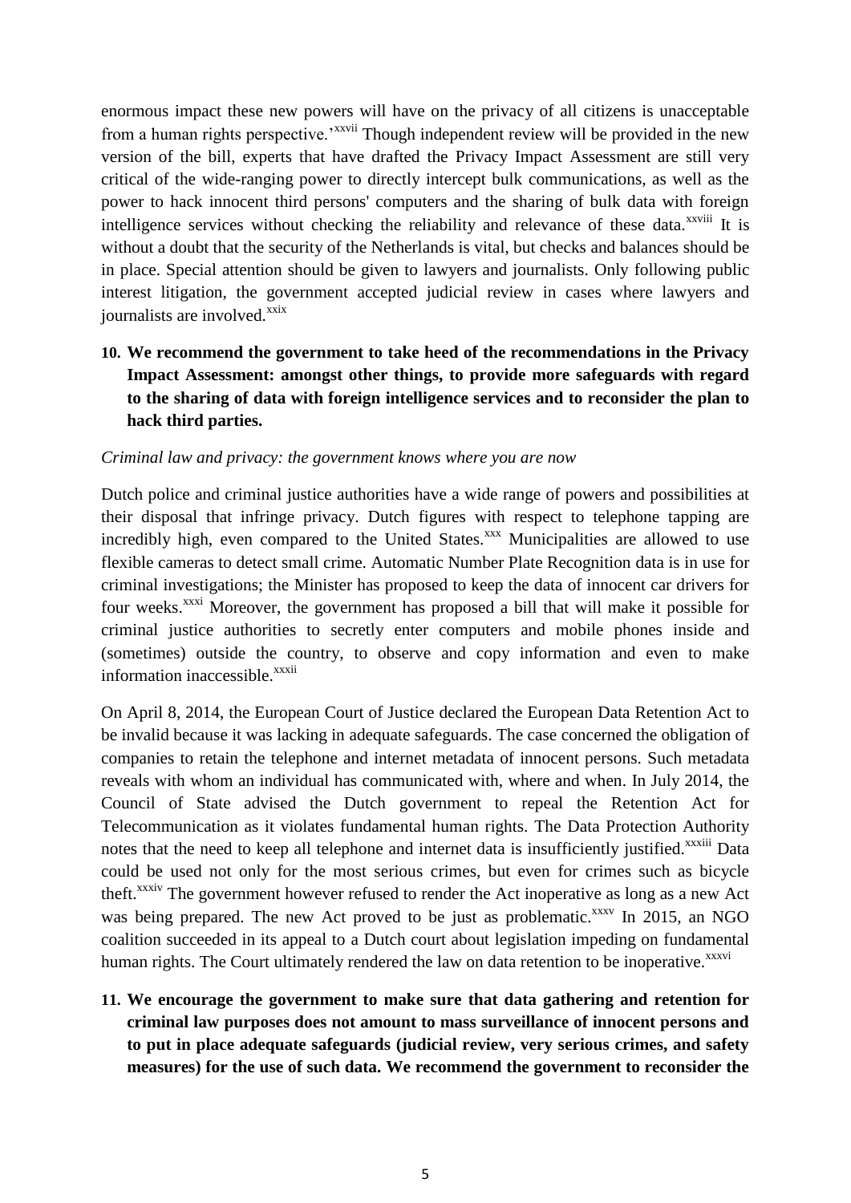enormous impact these new powers will have on the privacy of all citizens is unacceptable from a human rights perspective.'[xxvii] Though independent review will be provided in the new version of the bill, experts that have drafted the Privacy Impact Assessment are still very critical of the wide-ranging power to directly intercept bulk communications, as well as the power to hack innocent third persons' computers and the sharing of bulk data with foreign intelligence services without checking the reliability and relevance of these data.[xxviii] It is without a doubt that the security of the Netherlands is vital, but checks and balances should be in place. Special attention should be given to lawyers and journalists. Only following public interest litigation, the government accepted judicial review in cases where lawyers and journalists are involved.[xxix]

10. **We recommend the government to take heed of the recommendations in the Privacy Impact Assessment: amongst other things, to provide more safeguards with regard to the sharing of data with foreign intelligence services and to reconsider the plan to hack third parties.**

*Criminal law and privacy: the government knows where you are now*

Dutch police and criminal justice authorities have a wide range of powers and possibilities at their disposal that infringe privacy. Dutch figures with respect to telephone tapping are incredibly high, even compared to the United States.[xxx] Municipalities are allowed to use flexible cameras to detect small crime. Automatic Number Plate Recognition data is in use for criminal investigations; the Minister has proposed to keep the data of innocent car drivers for four weeks.[xxxi] Moreover, the government has proposed a bill that will make it possible for criminal justice authorities to secretly enter computers and mobile phones inside and (sometimes) outside the country, to observe and copy information and even to make information inaccessible.[xxxii]

On April 8, 2014, the European Court of Justice declared the European Data Retention Act to be invalid because it was lacking in adequate safeguards. The case concerned the obligation of companies to retain the telephone and internet metadata of innocent persons. Such metadata reveals with whom an individual has communicated with, where and when. In July 2014, the Council of State advised the Dutch government to repeal the Retention Act for Telecommunication as it violates fundamental human rights. The Data Protection Authority notes that the need to keep all telephone and internet data is insufficiently justified.[xxxiii] Data could be used not only for the most serious crimes, but even for crimes such as bicycle theft.[xxxiv] The government however refused to render the Act inoperative as long as a new Act was being prepared. The new Act proved to be just as problematic.[xxxv] In 2015, an NGO coalition succeeded in its appeal to a Dutch court about legislation impeding on fundamental human rights. The Court ultimately rendered the law on data retention to be inoperative.[xxxvi]

11. **We encourage the government to make sure that data gathering and retention for criminal law purposes does not amount to mass surveillance of innocent persons and to put in place adequate safeguards (judicial review, very serious crimes, and safety measures) for the use of such data. We recommend the government to reconsider the**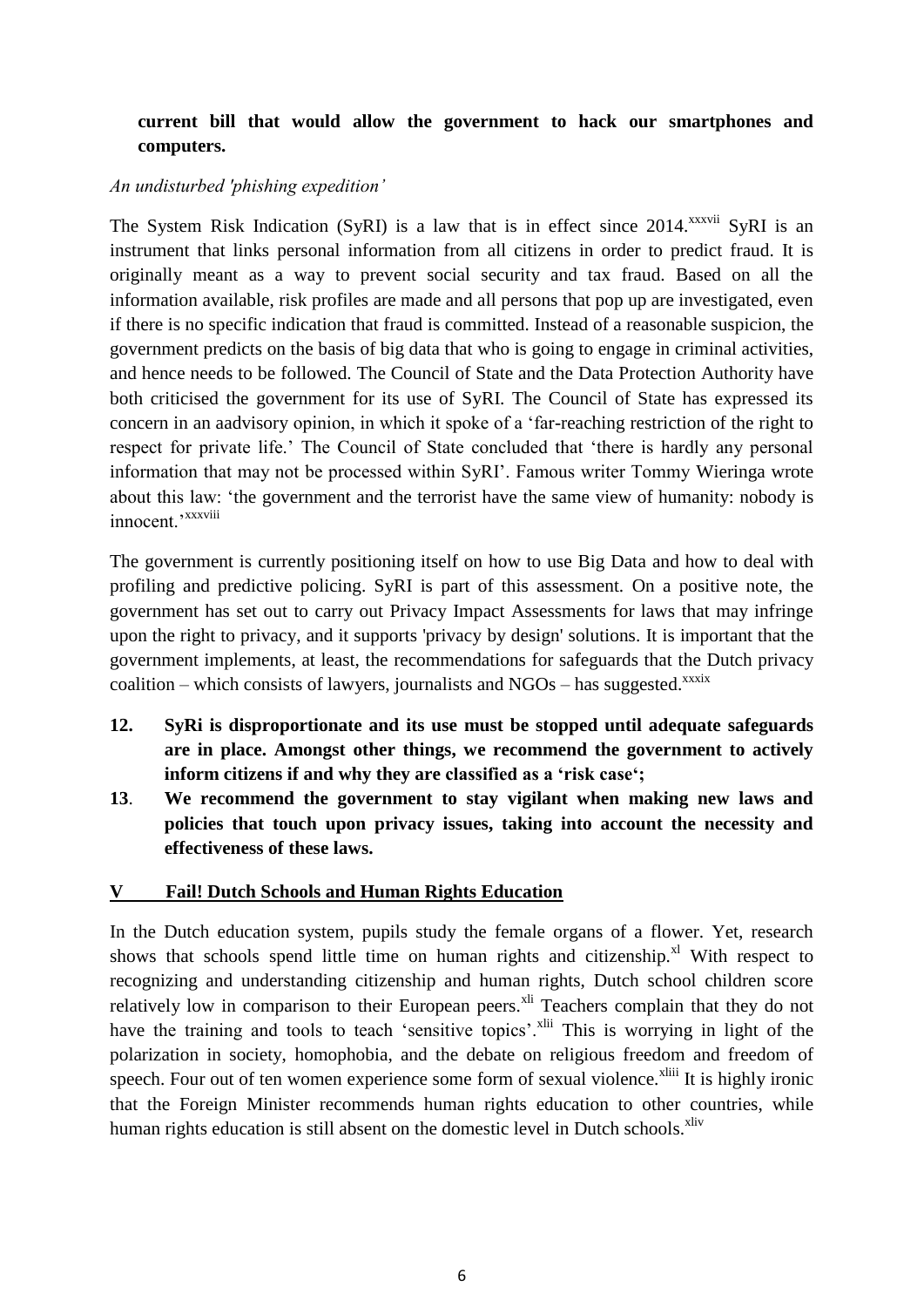**current bill that would allow the government to hack our smartphones and computers.**

*An undisturbed 'phishing expedition'*

The System Risk Indication (SyRI) is a law that is in effect since 2014.[xxxvii] SyRI is an instrument that links personal information from all citizens in order to predict fraud. It is originally meant as a way to prevent social security and tax fraud. Based on all the information available, risk profiles are made and all persons that pop up are investigated, even if there is no specific indication that fraud is committed. Instead of a reasonable suspicion, the government predicts on the basis of big data that who is going to engage in criminal activities, and hence needs to be followed. The Council of State and the Data Protection Authority have both criticised the government for its use of SyRI. The Council of State has expressed its concern in an aadvisory opinion, in which it spoke of a 'far-reaching restriction of the right to respect for private life.' The Council of State concluded that 'there is hardly any personal information that may not be processed within SyRI'. Famous writer Tommy Wieringa wrote about this law: 'the government and the terrorist have the same view of humanity: nobody is innocent.'[xxxviii]

The government is currently positioning itself on how to use Big Data and how to deal with profiling and predictive policing. SyRI is part of this assessment. On a positive note, the government has set out to carry out Privacy Impact Assessments for laws that may infringe upon the right to privacy, and it supports 'privacy by design' solutions. It is important that the government implements, at least, the recommendations for safeguards that the Dutch privacy coalition – which consists of lawyers, journalists and NGOs – has suggested.[xxxix]

12. **SyRi is disproportionate and its use must be stopped until adequate safeguards are in place. Amongst other things, we recommend the government to actively inform citizens if and why they are classified as a 'risk case';**
13. **We recommend the government to stay vigilant when making new laws and policies that touch upon privacy issues, taking into account the necessity and effectiveness of these laws.**

## V Fail! Dutch Schools and Human Rights Education

In the Dutch education system, pupils study the female organs of a flower. Yet, research shows that schools spend little time on human rights and citizenship.[xl] With respect to recognizing and understanding citizenship and human rights, Dutch school children score relatively low in comparison to their European peers.[xli] Teachers complain that they do not have the training and tools to teach 'sensitive topics'.[xlii] This is worrying in light of the polarization in society, homophobia, and the debate on religious freedom and freedom of speech. Four out of ten women experience some form of sexual violence.[xliii] It is highly ironic that the Foreign Minister recommends human rights education to other countries, while human rights education is still absent on the domestic level in Dutch schools.[xliv]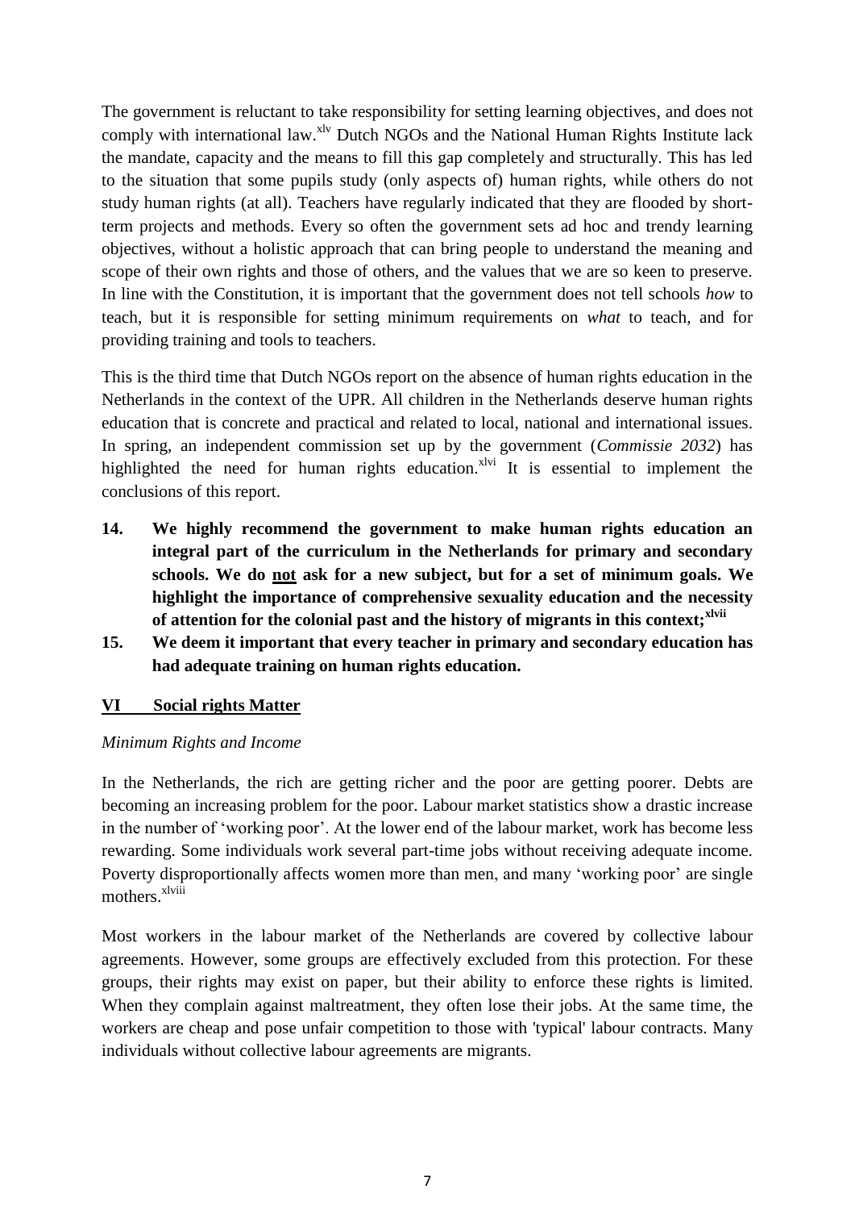The government is reluctant to take responsibility for setting learning objectives, and does not comply with international law.[xlv] Dutch NGOs and the National Human Rights Institute lack the mandate, capacity and the means to fill this gap completely and structurally. This has led to the situation that some pupils study (only aspects of) human rights, while others do not study human rights (at all). Teachers have regularly indicated that they are flooded by short-term projects and methods. Every so often the government sets ad hoc and trendy learning objectives, without a holistic approach that can bring people to understand the meaning and scope of their own rights and those of others, and the values that we are so keen to preserve. In line with the Constitution, it is important that the government does not tell schools *how* to teach, but it is responsible for setting minimum requirements on *what* to teach, and for providing training and tools to teachers.

This is the third time that Dutch NGOs report on the absence of human rights education in the Netherlands in the context of the UPR. All children in the Netherlands deserve human rights education that is concrete and practical and related to local, national and international issues. In spring, an independent commission set up by the government (*Commissie 2032*) has highlighted the need for human rights education.[xlvi] It is essential to implement the conclusions of this report.

14. **We highly recommend the government to make human rights education an integral part of the curriculum in the Netherlands for primary and secondary schools. We do <u>not</u> ask for a new subject, but for a set of minimum goals. We highlight the importance of comprehensive sexuality education and the necessity of attention for the colonial past and the history of migrants in this context;**[xlvii]
15. **We deem it important that every teacher in primary and secondary education has had adequate training on human rights education.**

## <u>VI Social rights Matter</u>

*Minimum Rights and Income*

In the Netherlands, the rich are getting richer and the poor are getting poorer. Debts are becoming an increasing problem for the poor. Labour market statistics show a drastic increase in the number of 'working poor'. At the lower end of the labour market, work has become less rewarding. Some individuals work several part-time jobs without receiving adequate income. Poverty disproportionally affects women more than men, and many 'working poor' are single mothers.[xlviii]

Most workers in the labour market of the Netherlands are covered by collective labour agreements. However, some groups are effectively excluded from this protection. For these groups, their rights may exist on paper, but their ability to enforce these rights is limited. When they complain against maltreatment, they often lose their jobs. At the same time, the workers are cheap and pose unfair competition to those with 'typical' labour contracts. Many individuals without collective labour agreements are migrants.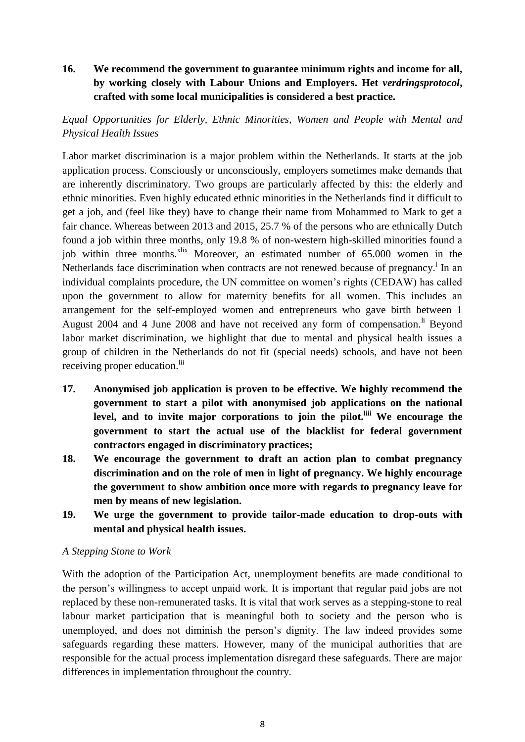**16. We recommend the government to guarantee minimum rights and income for all, by working closely with Labour Unions and Employers. Het *verdringsprotocol*, crafted with some local municipalities is considered a best practice.**

*Equal Opportunities for Elderly, Ethnic Minorities, Women and People with Mental and Physical Health Issues*

Labor market discrimination is a major problem within the Netherlands. It starts at the job application process. Consciously or unconsciously, employers sometimes make demands that are inherently discriminatory. Two groups are particularly affected by this: the elderly and ethnic minorities. Even highly educated ethnic minorities in the Netherlands find it difficult to get a job, and (feel like they) have to change their name from Mohammed to Mark to get a fair chance. Whereas between 2013 and 2015, 25.7 % of the persons who are ethnically Dutch found a job within three months, only 19.8 % of non-western high-skilled minorities found a job within three months.[xlix] Moreover, an estimated number of 65.000 women in the Netherlands face discrimination when contracts are not renewed because of pregnancy.[l] In an individual complaints procedure, the UN committee on women's rights (CEDAW) has called upon the government to allow for maternity benefits for all women. This includes an arrangement for the self-employed women and entrepreneurs who gave birth between 1 August 2004 and 4 June 2008 and have not received any form of compensation.[li] Beyond labor market discrimination, we highlight that due to mental and physical health issues a group of children in the Netherlands do not fit (special needs) schools, and have not been receiving proper education.[lii]

**17. Anonymised job application is proven to be effective. We highly recommend the government to start a pilot with anonymised job applications on the national level, and to invite major corporations to join the pilot.[liii] We encourage the government to start the actual use of the blacklist for federal government contractors engaged in discriminatory practices;**

**18. We encourage the government to draft an action plan to combat pregnancy discrimination and on the role of men in light of pregnancy. We highly encourage the government to show ambition once more with regards to pregnancy leave for men by means of new legislation.**

**19. We urge the government to provide tailor-made education to drop-outs with mental and physical health issues.**

*A Stepping Stone to Work*

With the adoption of the Participation Act, unemployment benefits are made conditional to the person's willingness to accept unpaid work. It is important that regular paid jobs are not replaced by these non-remunerated tasks. It is vital that work serves as a stepping-stone to real labour market participation that is meaningful both to society and the person who is unemployed, and does not diminish the person's dignity. The law indeed provides some safeguards regarding these matters. However, many of the municipal authorities that are responsible for the actual process implementation disregard these safeguards. There are major differences in implementation throughout the country.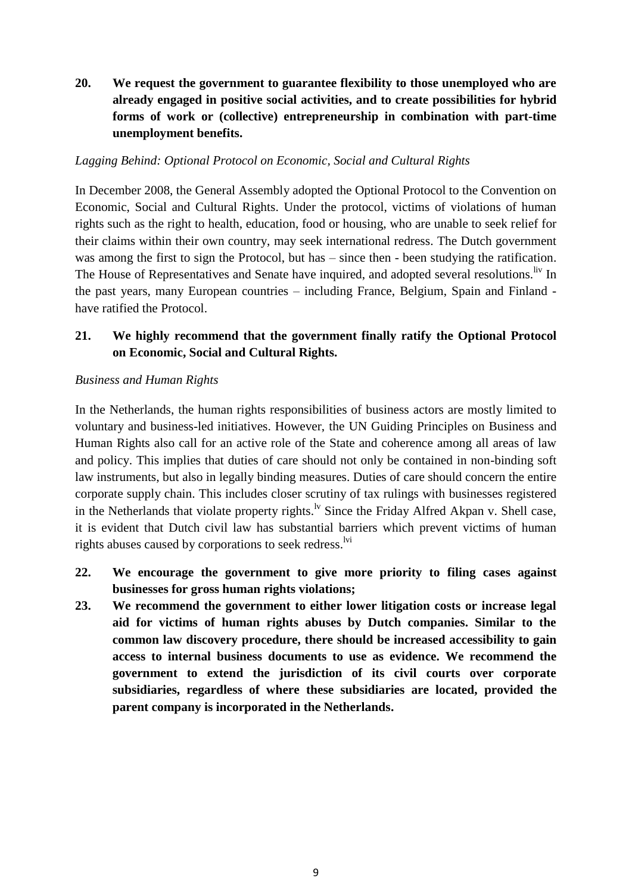**20. We request the government to guarantee flexibility to those unemployed who are already engaged in positive social activities, and to create possibilities for hybrid forms of work or (collective) entrepreneurship in combination with part-time unemployment benefits.**

*Lagging Behind: Optional Protocol on Economic, Social and Cultural Rights*

In December 2008, the General Assembly adopted the Optional Protocol to the Convention on Economic, Social and Cultural Rights. Under the protocol, victims of violations of human rights such as the right to health, education, food or housing, who are unable to seek relief for their claims within their own country, may seek international redress. The Dutch government was among the first to sign the Protocol, but has – since then - been studying the ratification. The House of Representatives and Senate have inquired, and adopted several resolutions.[liv] In the past years, many European countries – including France, Belgium, Spain and Finland - have ratified the Protocol.

**21. We highly recommend that the government finally ratify the Optional Protocol on Economic, Social and Cultural Rights.**

*Business and Human Rights*

In the Netherlands, the human rights responsibilities of business actors are mostly limited to voluntary and business-led initiatives. However, the UN Guiding Principles on Business and Human Rights also call for an active role of the State and coherence among all areas of law and policy. This implies that duties of care should not only be contained in non-binding soft law instruments, but also in legally binding measures. Duties of care should concern the entire corporate supply chain. This includes closer scrutiny of tax rulings with businesses registered in the Netherlands that violate property rights.[lv] Since the Friday Alfred Akpan v. Shell case, it is evident that Dutch civil law has substantial barriers which prevent victims of human rights abuses caused by corporations to seek redress.[lvi]

**22. We encourage the government to give more priority to filing cases against businesses for gross human rights violations;**

**23. We recommend the government to either lower litigation costs or increase legal aid for victims of human rights abuses by Dutch companies. Similar to the common law discovery procedure, there should be increased accessibility to gain access to internal business documents to use as evidence. We recommend the government to extend the jurisdiction of its civil courts over corporate subsidiaries, regardless of where these subsidiaries are located, provided the parent company is incorporated in the Netherlands.**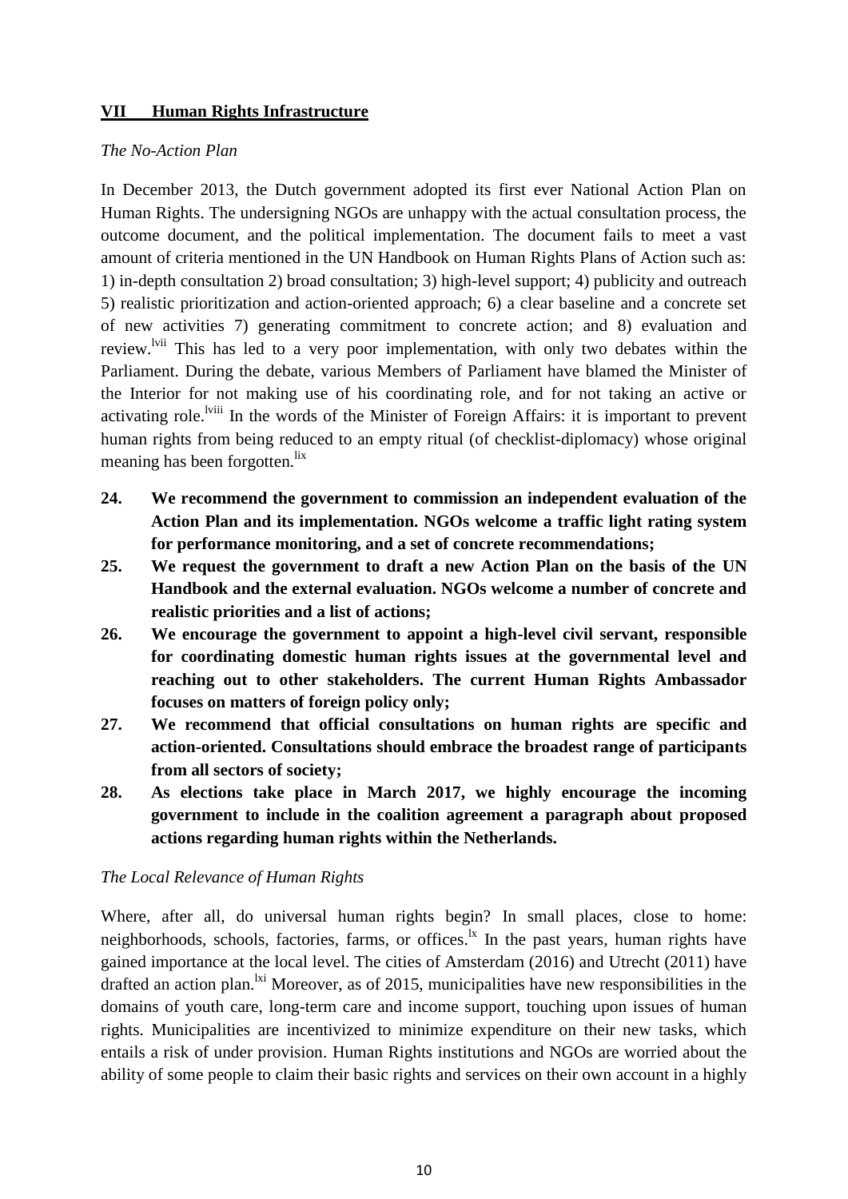## VII Human Rights Infrastructure

*The No-Action Plan*

In December 2013, the Dutch government adopted its first ever National Action Plan on Human Rights. The undersigning NGOs are unhappy with the actual consultation process, the outcome document, and the political implementation. The document fails to meet a vast amount of criteria mentioned in the UN Handbook on Human Rights Plans of Action such as: 1) in-depth consultation 2) broad consultation; 3) high-level support; 4) publicity and outreach 5) realistic prioritization and action-oriented approach; 6) a clear baseline and a concrete set of new activities 7) generating commitment to concrete action; and 8) evaluation and review.[lvii] This has led to a very poor implementation, with only two debates within the Parliament. During the debate, various Members of Parliament have blamed the Minister of the Interior for not making use of his coordinating role, and for not taking an active or activating role.[lviii] In the words of the Minister of Foreign Affairs: it is important to prevent human rights from being reduced to an empty ritual (of checklist-diplomacy) whose original meaning has been forgotten.[lix]

**24. We recommend the government to commission an independent evaluation of the Action Plan and its implementation. NGOs welcome a traffic light rating system for performance monitoring, and a set of concrete recommendations;**

**25. We request the government to draft a new Action Plan on the basis of the UN Handbook and the external evaluation. NGOs welcome a number of concrete and realistic priorities and a list of actions;**

**26. We encourage the government to appoint a high-level civil servant, responsible for coordinating domestic human rights issues at the governmental level and reaching out to other stakeholders. The current Human Rights Ambassador focuses on matters of foreign policy only;**

**27. We recommend that official consultations on human rights are specific and action-oriented. Consultations should embrace the broadest range of participants from all sectors of society;**

**28. As elections take place in March 2017, we highly encourage the incoming government to include in the coalition agreement a paragraph about proposed actions regarding human rights within the Netherlands.**

*The Local Relevance of Human Rights*

Where, after all, do universal human rights begin? In small places, close to home: neighborhoods, schools, factories, farms, or offices.[lx] In the past years, human rights have gained importance at the local level. The cities of Amsterdam (2016) and Utrecht (2011) have drafted an action plan.[lxi] Moreover, as of 2015, municipalities have new responsibilities in the domains of youth care, long-term care and income support, touching upon issues of human rights. Municipalities are incentivized to minimize expenditure on their new tasks, which entails a risk of under provision. Human Rights institutions and NGOs are worried about the ability of some people to claim their basic rights and services on their own account in a highly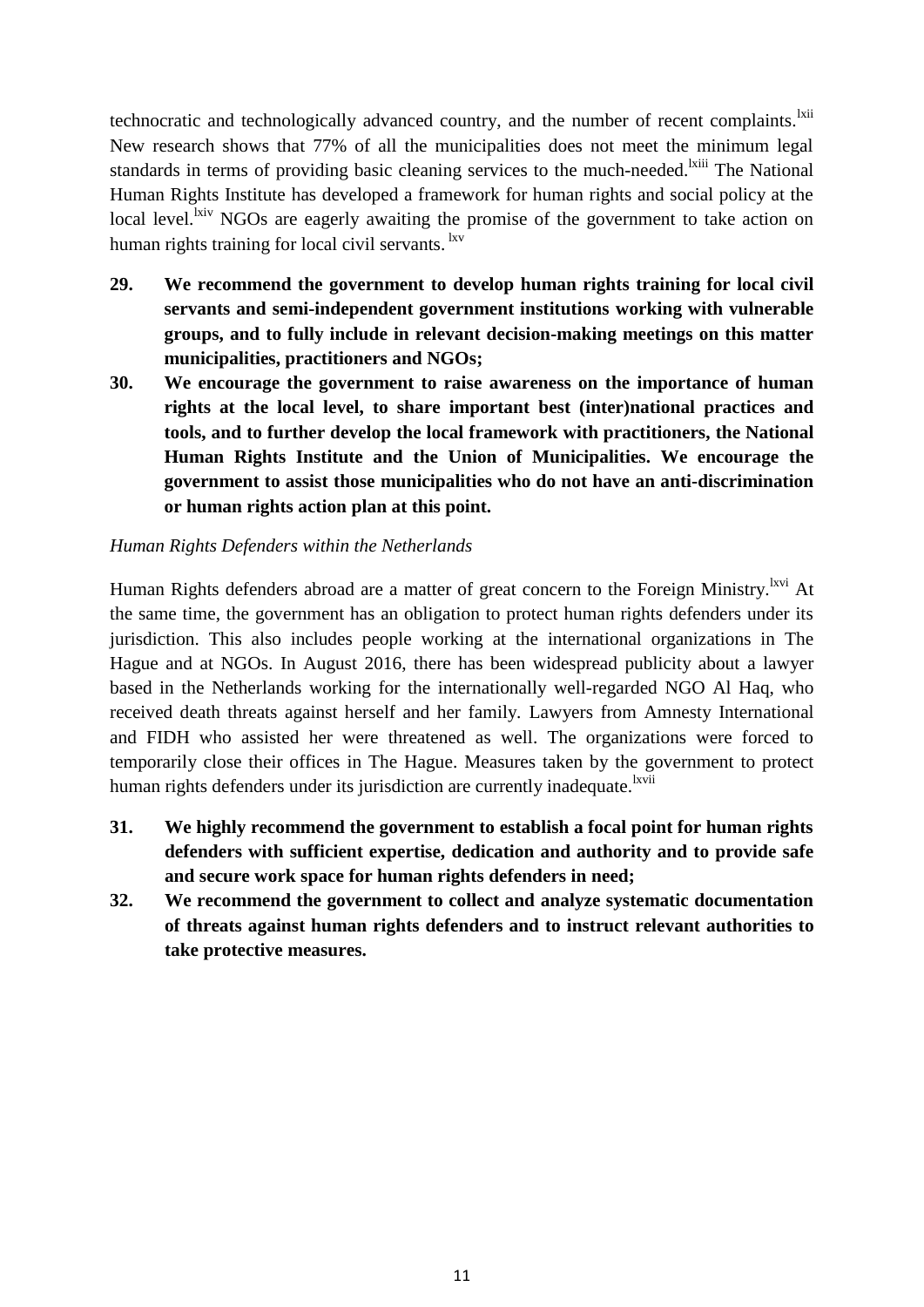technocratic and technologically advanced country, and the number of recent complaints.[lxii] New research shows that 77% of all the municipalities does not meet the minimum legal standards in terms of providing basic cleaning services to the much-needed.[lxiii] The National Human Rights Institute has developed a framework for human rights and social policy at the local level.[lxiv] NGOs are eagerly awaiting the promise of the government to take action on human rights training for local civil servants.[lxv]

29. **We recommend the government to develop human rights training for local civil servants and semi-independent government institutions working with vulnerable groups, and to fully include in relevant decision-making meetings on this matter municipalities, practitioners and NGOs;**
30. **We encourage the government to raise awareness on the importance of human rights at the local level, to share important best (inter)national practices and tools, and to further develop the local framework with practitioners, the National Human Rights Institute and the Union of Municipalities. We encourage the government to assist those municipalities who do not have an anti-discrimination or human rights action plan at this point.**

*Human Rights Defenders within the Netherlands*

Human Rights defenders abroad are a matter of great concern to the Foreign Ministry.[lxvi] At the same time, the government has an obligation to protect human rights defenders under its jurisdiction. This also includes people working at the international organizations in The Hague and at NGOs. In August 2016, there has been widespread publicity about a lawyer based in the Netherlands working for the internationally well-regarded NGO Al Haq, who received death threats against herself and her family. Lawyers from Amnesty International and FIDH who assisted her were threatened as well. The organizations were forced to temporarily close their offices in The Hague. Measures taken by the government to protect human rights defenders under its jurisdiction are currently inadequate.[lxvii]

31. **We highly recommend the government to establish a focal point for human rights defenders with sufficient expertise, dedication and authority and to provide safe and secure work space for human rights defenders in need;**
32. **We recommend the government to collect and analyze systematic documentation of threats against human rights defenders and to instruct relevant authorities to take protective measures.**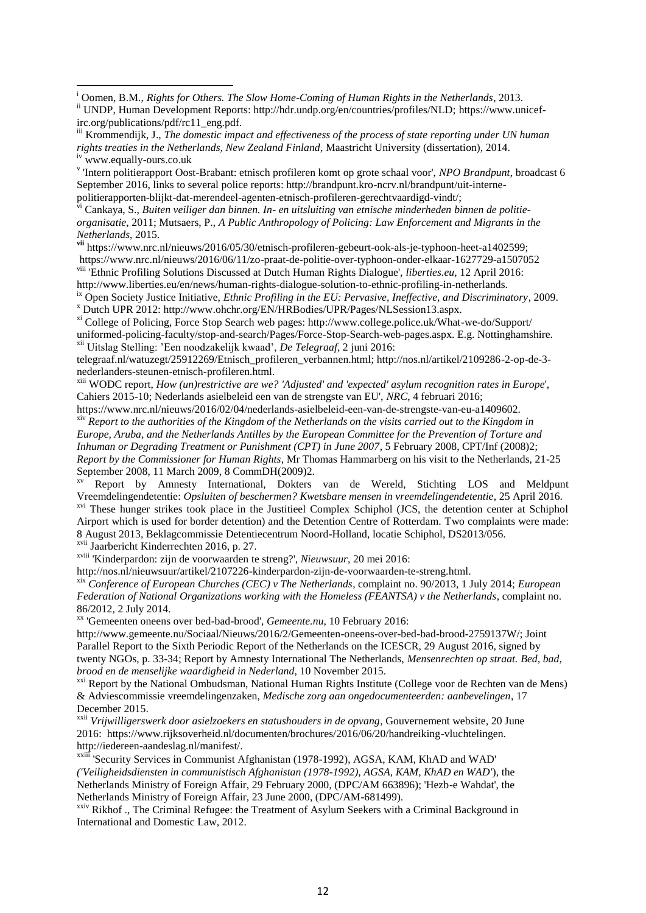[i] Oomen, B.M., *Rights for Others. The Slow Home-Coming of Human Rights in the Netherlands*, 2013.

[ii] UNDP, Human Development Reports: http://hdr.undp.org/en/countries/profiles/NLD; https://www.unicef-irc.org/publications/pdf/rc11_eng.pdf.

[iii] Krommendijk, J., *The domestic impact and effectiveness of the process of state reporting under UN human rights treaties in the Netherlands, New Zealand Finland*, Maastricht University (dissertation), 2014.

[iv] www.equally-ours.co.uk

[v] 'Intern politierapport Oost-Brabant: etnisch profileren komt op grote schaal voor', *NPO Brandpunt*, broadcast 6 September 2016, links to several police reports: http://brandpunt.kro-ncrv.nl/brandpunt/uit-interne-politierapporten-blijkt-dat-merendeel-agenten-etnisch-profileren-gerechtvaardigd-vindt/;

[vi] Cankaya, S., *Buiten veiliger dan binnen. In- en uitsluiting van etnische minderheden binnen de politie-organisatie*, 2011; Mutsaers, P., *A Public Anthropology of Policing: Law Enforcement and Migrants in the Netherlands*, 2015.

[vii] https://www.nrc.nl/nieuws/2016/05/30/etnisch-profileren-gebeurt-ook-als-je-typhoon-heet-a1402599; https://www.nrc.nl/nieuws/2016/06/11/zo-praat-de-politie-over-typhoon-onder-elkaar-1627729-a1507052

[viii] 'Ethnic Profiling Solutions Discussed at Dutch Human Rights Dialogue', *liberties.eu*, 12 April 2016: http://www.liberties.eu/en/news/human-rights-dialogue-solution-to-ethnic-profiling-in-netherlands.

[ix] Open Society Justice Initiative, *Ethnic Profiling in the EU: Pervasive, Ineffective, and Discriminatory*, 2009.

[x] Dutch UPR 2012: http://www.ohchr.org/EN/HRBodies/UPR/Pages/NLSession13.aspx.

[xi] College of Policing, Force Stop Search web pages: http://www.college.police.uk/What-we-do/Support/uniformed-policing-faculty/stop-and-search/Pages/Force-Stop-Search-web-pages.aspx. E.g. Nottinghamshire.

[xii] Uitslag Stelling: 'Een noodzakelijk kwaad', *De Telegraaf*, 2 juni 2016: telegraaf.nl/watuzegt/25912269/Etnisch_profileren_verbannen.html; http://nos.nl/artikel/2109286-2-op-de-3-nederlanders-steunen-etnisch-profileren.html.

[xiii] WODC report, *How (un)restrictive are we? 'Adjusted' and 'expected' asylum recognition rates in Europe*', Cahiers 2015-10; Nederlands asielbeleid een van de strengste van EU', *NRC*, 4 februari 2016; https://www.nrc.nl/nieuws/2016/02/04/nederlands-asielbeleid-een-van-de-strengste-van-eu-a1409602.

[xiv] *Report to the authorities of the Kingdom of the Netherlands on the visits carried out to the Kingdom in Europe, Aruba, and the Netherlands Antilles by the European Committee for the Prevention of Torture and Inhuman or Degrading Treatment or Punishment (CPT) in June 2007*, 5 February 2008, CPT/Inf (2008)2; *Report by the Commissioner for Human Rights*, Mr Thomas Hammarberg on his visit to the Netherlands, 21-25 September 2008, 11 March 2009, 8 CommDH(2009)2.

[xv] Report by Amnesty International, Dokters van de Wereld, Stichting LOS and Meldpunt Vreemdelingendetentie: *Opsluiten of beschermen? Kwetsbare mensen in vreemdelingendetentie*, 25 April 2016.

[xvi] These hunger strikes took place in the Justitieel Complex Schiphol (JCS, the detention center at Schiphol Airport which is used for border detention) and the Detention Centre of Rotterdam. Two complaints were made: 8 August 2013, Beklagcommissie Detentiecentrum Noord-Holland, locatie Schiphol, DS2013/056.

[xvii] Jaarbericht Kinderrechten 2016, p. 27.

[xviii] 'Kinderpardon: zijn de voorwaarden te streng?', *Nieuwsuur*, 20 mei 2016: http://nos.nl/nieuwsuur/artikel/2107226-kinderpardon-zijn-de-voorwaarden-te-streng.html.

[xix] *Conference of European Churches (CEC) v The Netherlands*, complaint no. 90/2013, 1 July 2014; *European Federation of National Organizations working with the Homeless (FEANTSA) v the Netherlands*, complaint no. 86/2012, 2 July 2014.

[xx] 'Gemeenten oneens over bed-bad-brood', *Gemeente.nu*, 10 February 2016: http://www.gemeente.nu/Sociaal/Nieuws/2016/2/Gemeenten-oneens-over-bed-bad-brood-2759137W/; Joint Parallel Report to the Sixth Periodic Report of the Netherlands on the ICESCR, 29 August 2016, signed by twenty NGOs, p. 33-34; Report by Amnesty International The Netherlands, *Mensenrechten op straat. Bed, bad, brood en de menselijke waardigheid in Nederland*, 10 November 2015.

[xxi] Report by the National Ombudsman, National Human Rights Institute (College voor de Rechten van de Mens) & Adviescommissie vreemdelingenzaken, *Medische zorg aan ongedocumenteerden: aanbevelingen*, 17 December 2015.

[xxii] *Vrijwilligerswerk door asielzoekers en statushouders in de opvang*, Gouvernement website, 20 June 2016: https://www.rijksoverheid.nl/documenten/brochures/2016/06/20/handreiking-vluchtelingen. http://iedereen-aandeslag.nl/manifest/.

[xxiii] 'Security Services in Communist Afghanistan (1978-1992), AGSA, KAM, KhAD and WAD' *('Veiligheidsdiensten in communistisch Afghanistan (1978-1992), AGSA, KAM, KhAD en WAD'*), the Netherlands Ministry of Foreign Affair, 29 February 2000, (DPC/AM 663896); 'Hezb-e Wahdat', the Netherlands Ministry of Foreign Affair, 23 June 2000, (DPC/AM-681499).

[xxiv] Rikhof ., The Criminal Refugee: the Treatment of Asylum Seekers with a Criminal Background in International and Domestic Law, 2012.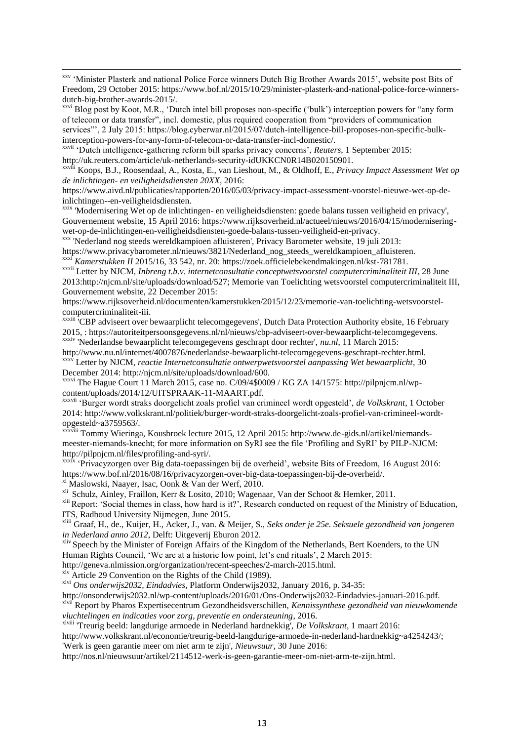[xxv] 'Minister Plasterk and national Police Force winners Dutch Big Brother Awards 2015', website post Bits of Freedom, 29 October 2015: https://www.bof.nl/2015/10/29/minister-plasterk-and-national-police-force-winners-dutch-big-brother-awards-2015/.

[xxvi] Blog post by Koot, M.R., 'Dutch intel bill proposes non-specific ('bulk') interception powers for "any form of telecom or data transfer", incl. domestic, plus required cooperation from "providers of communication services"', 2 July 2015: https://blog.cyberwar.nl/2015/07/dutch-intelligence-bill-proposes-non-specific-bulk-interception-powers-for-any-form-of-telecom-or-data-transfer-incl-domestic/.

[xxvii] 'Dutch intelligence-gathering reform bill sparks privacy concerns', *Reuters*, 1 September 2015: http://uk.reuters.com/article/uk-netherlands-security-idUKKCN0R14B020150901.

[xxviii] Koops, B.J., Roosendaal, A., Kosta, E., van Lieshout, M., & Oldhoff, E., *Privacy Impact Assessment Wet op de inlichtingen- en veiligheidsdiensten 20XX*, 2016: https://www.aivd.nl/publicaties/rapporten/2016/05/03/privacy-impact-assessment-voorstel-nieuwe-wet-op-de-inlichtingen--en-veiligheidsdiensten.

[xxix] 'Modernisering Wet op de inlichtingen- en veiligheidsdiensten: goede balans tussen veiligheid en privacy', Gouvernement website, 15 April 2016: https://www.rijksoverheid.nl/actueel/nieuws/2016/04/15/modernisering-wet-op-de-inlichtingen-en-veiligheidsdiensten-goede-balans-tussen-veiligheid-en-privacy.

[xxx] 'Nederland nog steeds wereldkampioen afluisteren', Privacy Barometer website, 19 juli 2013: https://www.privacybarometer.nl/nieuws/3821/Nederland_nog_steeds_wereldkampioen_afluisteren.

[xxxi] *Kamerstukken II* 2015/16, 33 542, nr. 20: https://zoek.officielebekendmakingen.nl/kst-781781.

[xxxii] Letter by NJCM, *Inbreng t.b.v. internetconsultatie conceptwetsvoorstel computercriminaliteit III*, 28 June 2013:http://njcm.nl/site/uploads/download/527; Memorie van Toelichting wetsvoorstel computercriminaliteit III, Gouvernement website, 22 December 2015: https://www.rijksoverheid.nl/documenten/kamerstukken/2015/12/23/memorie-van-toelichting-wetsvoorstel-computercriminaliteit-iii.

[xxxiii] 'CBP adviseert over bewaarplicht telecomgegevens', Dutch Data Protection Authority ebsite, 16 February 2015, : https://autoriteitpersoonsgegevens.nl/nl/nieuws/cbp-adviseert-over-bewaarplicht-telecomgegevens.

[xxxiv] 'Nederlandse bewaarplicht telecomgegevens geschrapt door rechter', *nu.nl*, 11 March 2015: http://www.nu.nl/internet/4007876/nederlandse-bewaarplicht-telecomgegevens-geschrapt-rechter.html.

[xxxv] Letter by NJCM, *reactie Internetconsultatie ontwerpwetsvoorstel aanpassing Wet bewaarplicht*, 30 December 2014: http://njcm.nl/site/uploads/download/600.

[xxxvi] The Hague Court 11 March 2015, case no. C/09/4$0009 / KG ZA 14/1575: http://pilpnjcm.nl/wp-content/uploads/2014/12/UITSPRAAK-11-MAART.pdf.

[xxxvii] 'Burger wordt straks doorgelicht zoals profiel van crimineel wordt opgesteld', *de Volkskrant*, 1 October 2014: http://www.volkskrant.nl/politiek/burger-wordt-straks-doorgelicht-zoals-profiel-van-crimineel-wordt-opgesteld~a3759563/.

[xxxviii] Tommy Wieringa, Kousbroek lecture 2015, 12 April 2015: http://www.de-gids.nl/artikel/niemands-meester-niemands-knecht; for more information on SyRI see the file 'Profiling and SyRI' by PILP-NJCM: http://pilpnjcm.nl/files/profiling-and-syri/.

[xxxix] 'Privacyzorgen over Big data-toepassingen bij de overheid', website Bits of Freedom, 16 August 2016: https://www.bof.nl/2016/08/16/privacyzorgen-over-big-data-toepassingen-bij-de-overheid/.

[xl] Maslowski, Naayer, Isac, Oonk & Van der Werf, 2010.

[xli] Schulz, Ainley, Fraillon, Kerr & Losito, 2010; Wagenaar, Van der Schoot & Hemker, 2011.

[xlii] Report: 'Social themes in class, how hard is it?', Research conducted on request of the Ministry of Education, ITS, Radboud University Nijmegen, June 2015.

[xliii] Graaf, H., de., Kuijer, H., Acker, J., van. & Meijer, S., *Seks onder je 25e. Seksuele gezondheid van jongeren in Nederland anno 2012*, Delft: Uitgeverij Eburon 2012.

[xliv] Speech by the Minister of Foreign Affairs of the Kingdom of the Netherlands, Bert Koenders, to the UN Human Rights Council, 'We are at a historic low point, let's end rituals', 2 March 2015: http://geneva.nlmission.org/organization/recent-speeches/2-march-2015.html.

[xlv] Article 29 Convention on the Rights of the Child (1989).

[xlvi] *Ons onderwijs2032, Eindadvies*, Platform Onderwijs2032, January 2016, p. 34-35: http://onsonderwijs2032.nl/wp-content/uploads/2016/01/Ons-Onderwijs2032-Eindadvies-januari-2016.pdf.

[xlvii] Report by Pharos Expertisecentrum Gezondheidsverschillen, *Kennissynthese gezondheid van nieuwkomende vluchtelingen en indicaties voor zorg, preventie en ondersteuning*, 2016.

[xlviii] 'Treurig beeld: langdurige armoede in Nederland hardnekkig', *De Volkskrant*, 1 maart 2016: http://www.volkskrant.nl/economie/treurig-beeld-langdurige-armoede-in-nederland-hardnekkig~a4254243/; 'Werk is geen garantie meer om niet arm te zijn', *Nieuwsuur*, 30 June 2016: http://nos.nl/nieuwsuur/artikel/2114512-werk-is-geen-garantie-meer-om-niet-arm-te-zijn.html.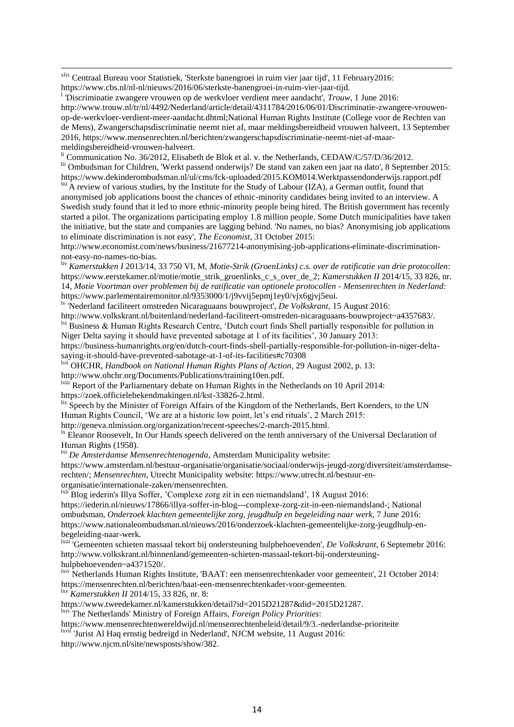[xlix] Centraal Bureau voor Statistiek, 'Sterkste banengroei in ruim vier jaar tijd', 11 February2016: https://www.cbs.nl/nl-nl/nieuws/2016/06/sterkste-banengroei-in-ruim-vier-jaar-tijd.

[l] 'Discriminatie zwangere vrouwen op de werkvloer verdient meer aandacht', *Trouw*, 1 June 2016: http://www.trouw.nl/tr/nl/4492/Nederland/article/detail/4311784/2016/06/01/Discriminatie-zwangere-vrouwen-op-de-werkvloer-verdient-meer-aandacht.dhtml;National Human Rights Institute (College voor de Rechten van de Mens), Zwangerschapsdiscriminatie neemt niet af, maar meldingsbereidheid vrouwen halveert, 13 September 2016, https://www.mensenrechten.nl/berichten/zwangerschapsdiscriminatie-neemt-niet-af-maar-meldingsbereidheid-vrouwen-halveert.

[li] Communication No. 36/2012, Elisabeth de Blok et al. v. the Netherlands, CEDAW/C/57/D/36/2012.

[lii] Ombudsman for Children, 'Werkt passend onderwijs? De stand van zaken een jaar na dato', 8 September 2015: https://www.dekinderombudsman.nl/ul/cms/fck-uploaded/2015.KOM014.Werktpassendonderwijs.rapport.pdf

[liii] A review of various studies, by the Institute for the Study of Labour (IZA), a German outfit, found that anonymised job applications boost the chances of ethnic-minority candidates being invited to an interview. A Swedish study found that it led to more ethnic-minority people being hired. The British government has recently started a pilot. The organizations participating employ 1.8 million people. Some Dutch municipalities have taken the initiative, but the state and companies are lagging behind. 'No names, no bias? Anonymising job applications to eliminate discrimination is not easy', *The Economist*, 31 October 2015: http://www.economist.com/news/business/21677214-anonymising-job-applications-eliminate-discrimination-not-easy-no-names-no-bias.

[liv] *Kamerstukken I* 2013/14, 33 750 VI, M, *Motie-Strik (GroenLinks) c.s. over de ratificatie van drie protocollen*: https://www.eerstekamer.nl/motie/motie_strik_groenlinks_c_s_over_de_2; *Kamerstukken II* 2014/15, 33 826, nr. 14, *Motie Voortman over problemen bij de ratificatie van optionele protocollen - Mensenrechten in Nederland*: https://www.parlementairemonitor.nl/9353000/1/j9vvij5epmj1ey0/vjx6gjvj5eui.

[lv] 'Nederland faciliteert omstreden Nicaraguaans bouwproject', *De Volkskrant*, 15 August 2016: http://www.volkskrant.nl/buitenland/nederland-faciliteert-omstreden-nicaraguaans-bouwproject~a4357683/.

[lvi] Business & Human Rights Research Centre, 'Dutch court finds Shell partially responsible for pollution in Niger Delta saying it should have prevented sabotage at 1 of its facilities', 30 January 2013: https://business-humanrights.org/en/dutch-court-finds-shell-partially-responsible-for-pollution-in-niger-delta-saying-it-should-have-prevented-sabotage-at-1-of-its-facilities#c70308

[lvii] OHCHR, *Handbook on National Human Rights Plans of Action*, 29 August 2002, p. 13: http://www.ohchr.org/Documents/Publications/training10en.pdf.

[lviii] Report of the Parliamentary debate on Human Rights in the Netherlands on 10 April 2014: https://zoek.officielebekendmakingen.nl/kst-33826-2.html.

[lix] Speech by the Minister of Foreign Affairs of the Kingdom of the Netherlands, Bert Koenders, to the UN Human Rights Council, 'We are at a historic low point, let's end rituals', 2 March 2015: http://geneva.nlmission.org/organization/recent-speeches/2-march-2015.html.

[lx] Eleanor Roosevelt, In Our Hands speech delivered on the tenth anniversary of the Universal Declaration of Human Rights (1958).

[lxi] *De Amsterdamse Mensenrechtenagenda*, Amsterdam Municipality website: https://www.amsterdam.nl/bestuur-organisatie/organisatie/sociaal/onderwijs-jeugd-zorg/diversiteit/amsterdamse-rechten/; *Mensenrechten*, Utrecht Municipality website: https://www.utrecht.nl/bestuur-en-organisatie/internationale-zaken/mensenrechten.

[lxii] Blog iederin's Illya Soffer, 'Complexe zorg zit in een niemandsland', 18 August 2016: https://iederin.nl/nieuws/17866/illya-soffer-in-blog---complexe-zorg-zit-in-een-niemandsland-; National ombudsman, *Onderzoek klachten gemeentelijke zorg, jeugdhulp en begeleiding naar werk*, 7 June 2016: https://www.nationaleombudsman.nl/nieuws/2016/onderzoek-klachten-gemeentelijke-zorg-jeugdhulp-en-begeleiding-naar-werk.

[lxiii] 'Gemeenten schieten massaal tekort bij ondersteuning hulpbehoevenden', *De Volkskrant*, 6 Septemebr 2016: http://www.volkskrant.nl/binnenland/gemeenten-schieten-massaal-tekort-bij-ondersteuning-hulpbehoevenden~a4371520/.

[lxiv] Netherlands Human Rights Institute, 'BAAT: een mensenrechtenkader voor gemeenten', 21 October 2014: https://mensenrechten.nl/berichten/baat-een-mensenrechtenkader-voor-gemeenten.

[lxv] *Kamerstukken II* 2014/15, 33 826, nr. 8: https://www.tweedekamer.nl/kamerstukken/detail?id=2015D21287&did=2015D21287.

[lxvi] The Netherlands' Ministry of Foreign Affairs, *Foreign Policy Priorities*: https://www.mensenrechtenwereldwijd.nl/mensenrechtenbeleid/detail/9/3.-nederlandse-prioriteite

[lxvii] 'Jurist Al Haq ernstig bedreigd in Nederland', NJCM website, 11 August 2016: http://www.njcm.nl/site/newsposts/show/382.